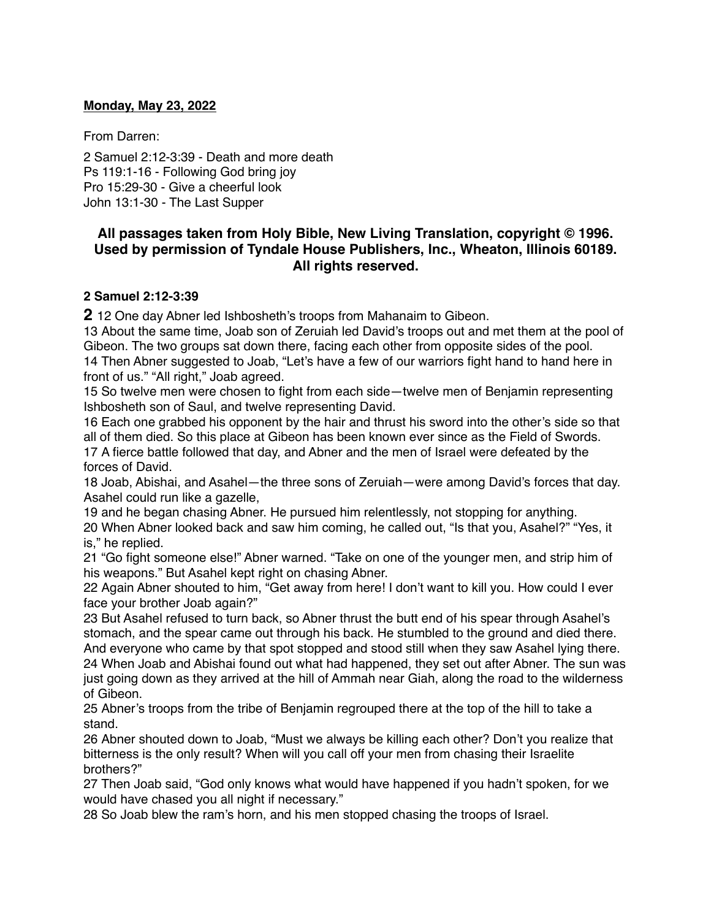**Monday, May 23, 2022**

From Darren:

2 Samuel 2:12-3:39 - Death and more death
Ps 119:1-16 - Following God bring joy
Pro 15:29-30 - Give a cheerful look
John 13:1-30 - The Last Supper

### All passages taken from Holy Bible, New Living Translation, copyright © 1996. Used by permission of Tyndale House Publishers, Inc., Wheaton, Illinois 60189. All rights reserved.

**2 Samuel 2:12-3:39**

**2** 12 One day Abner led Ishbosheth's troops from Mahanaim to Gibeon.
13 About the same time, Joab son of Zeruiah led David's troops out and met them at the pool of Gibeon. The two groups sat down there, facing each other from opposite sides of the pool.
14 Then Abner suggested to Joab, "Let's have a few of our warriors fight hand to hand here in front of us." "All right," Joab agreed.
15 So twelve men were chosen to fight from each side—twelve men of Benjamin representing Ishbosheth son of Saul, and twelve representing David.
16 Each one grabbed his opponent by the hair and thrust his sword into the other's side so that all of them died. So this place at Gibeon has been known ever since as the Field of Swords.
17 A fierce battle followed that day, and Abner and the men of Israel were defeated by the forces of David.
18 Joab, Abishai, and Asahel—the three sons of Zeruiah—were among David's forces that day. Asahel could run like a gazelle,
19 and he began chasing Abner. He pursued him relentlessly, not stopping for anything.
20 When Abner looked back and saw him coming, he called out, "Is that you, Asahel?" "Yes, it is," he replied.
21 "Go fight someone else!" Abner warned. "Take on one of the younger men, and strip him of his weapons." But Asahel kept right on chasing Abner.
22 Again Abner shouted to him, "Get away from here! I don't want to kill you. How could I ever face your brother Joab again?"
23 But Asahel refused to turn back, so Abner thrust the butt end of his spear through Asahel's stomach, and the spear came out through his back. He stumbled to the ground and died there. And everyone who came by that spot stopped and stood still when they saw Asahel lying there.
24 When Joab and Abishai found out what had happened, they set out after Abner. The sun was just going down as they arrived at the hill of Ammah near Giah, along the road to the wilderness of Gibeon.
25 Abner's troops from the tribe of Benjamin regrouped there at the top of the hill to take a stand.
26 Abner shouted down to Joab, "Must we always be killing each other? Don't you realize that bitterness is the only result? When will you call off your men from chasing their Israelite brothers?"
27 Then Joab said, "God only knows what would have happened if you hadn't spoken, for we would have chased you all night if necessary."
28 So Joab blew the ram's horn, and his men stopped chasing the troops of Israel.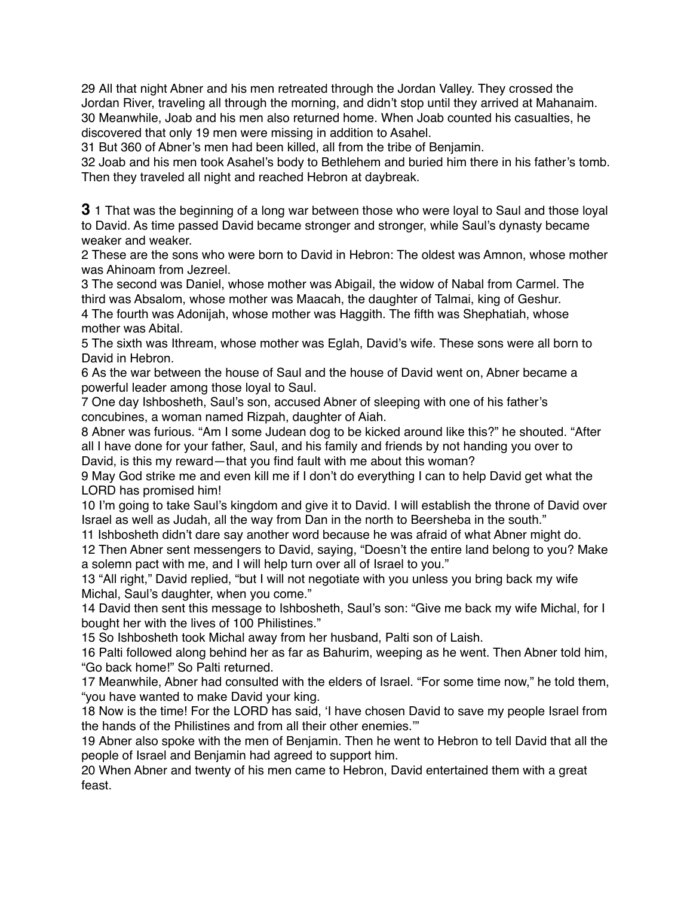29 All that night Abner and his men retreated through the Jordan Valley. They crossed the Jordan River, traveling all through the morning, and didn't stop until they arrived at Mahanaim.
30 Meanwhile, Joab and his men also returned home. When Joab counted his casualties, he discovered that only 19 men were missing in addition to Asahel.
31 But 360 of Abner's men had been killed, all from the tribe of Benjamin.
32 Joab and his men took Asahel's body to Bethlehem and buried him there in his father's tomb. Then they traveled all night and reached Hebron at daybreak.

**3** 1 That was the beginning of a long war between those who were loyal to Saul and those loyal to David. As time passed David became stronger and stronger, while Saul's dynasty became weaker and weaker.
2 These are the sons who were born to David in Hebron: The oldest was Amnon, whose mother was Ahinoam from Jezreel.
3 The second was Daniel, whose mother was Abigail, the widow of Nabal from Carmel. The third was Absalom, whose mother was Maacah, the daughter of Talmai, king of Geshur.
4 The fourth was Adonijah, whose mother was Haggith. The fifth was Shephatiah, whose mother was Abital.
5 The sixth was Ithream, whose mother was Eglah, David's wife. These sons were all born to David in Hebron.
6 As the war between the house of Saul and the house of David went on, Abner became a powerful leader among those loyal to Saul.
7 One day Ishbosheth, Saul's son, accused Abner of sleeping with one of his father's concubines, a woman named Rizpah, daughter of Aiah.
8 Abner was furious. "Am I some Judean dog to be kicked around like this?" he shouted. "After all I have done for your father, Saul, and his family and friends by not handing you over to David, is this my reward—that you find fault with me about this woman?
9 May God strike me and even kill me if I don't do everything I can to help David get what the LORD has promised him!
10 I'm going to take Saul's kingdom and give it to David. I will establish the throne of David over Israel as well as Judah, all the way from Dan in the north to Beersheba in the south."
11 Ishbosheth didn't dare say another word because he was afraid of what Abner might do.
12 Then Abner sent messengers to David, saying, "Doesn't the entire land belong to you? Make a solemn pact with me, and I will help turn over all of Israel to you."
13 "All right," David replied, "but I will not negotiate with you unless you bring back my wife Michal, Saul's daughter, when you come."
14 David then sent this message to Ishbosheth, Saul's son: "Give me back my wife Michal, for I bought her with the lives of 100 Philistines."
15 So Ishbosheth took Michal away from her husband, Palti son of Laish.
16 Palti followed along behind her as far as Bahurim, weeping as he went. Then Abner told him, "Go back home!" So Palti returned.
17 Meanwhile, Abner had consulted with the elders of Israel. "For some time now," he told them, "you have wanted to make David your king.
18 Now is the time! For the LORD has said, 'I have chosen David to save my people Israel from the hands of the Philistines and from all their other enemies.'"
19 Abner also spoke with the men of Benjamin. Then he went to Hebron to tell David that all the people of Israel and Benjamin had agreed to support him.
20 When Abner and twenty of his men came to Hebron, David entertained them with a great feast.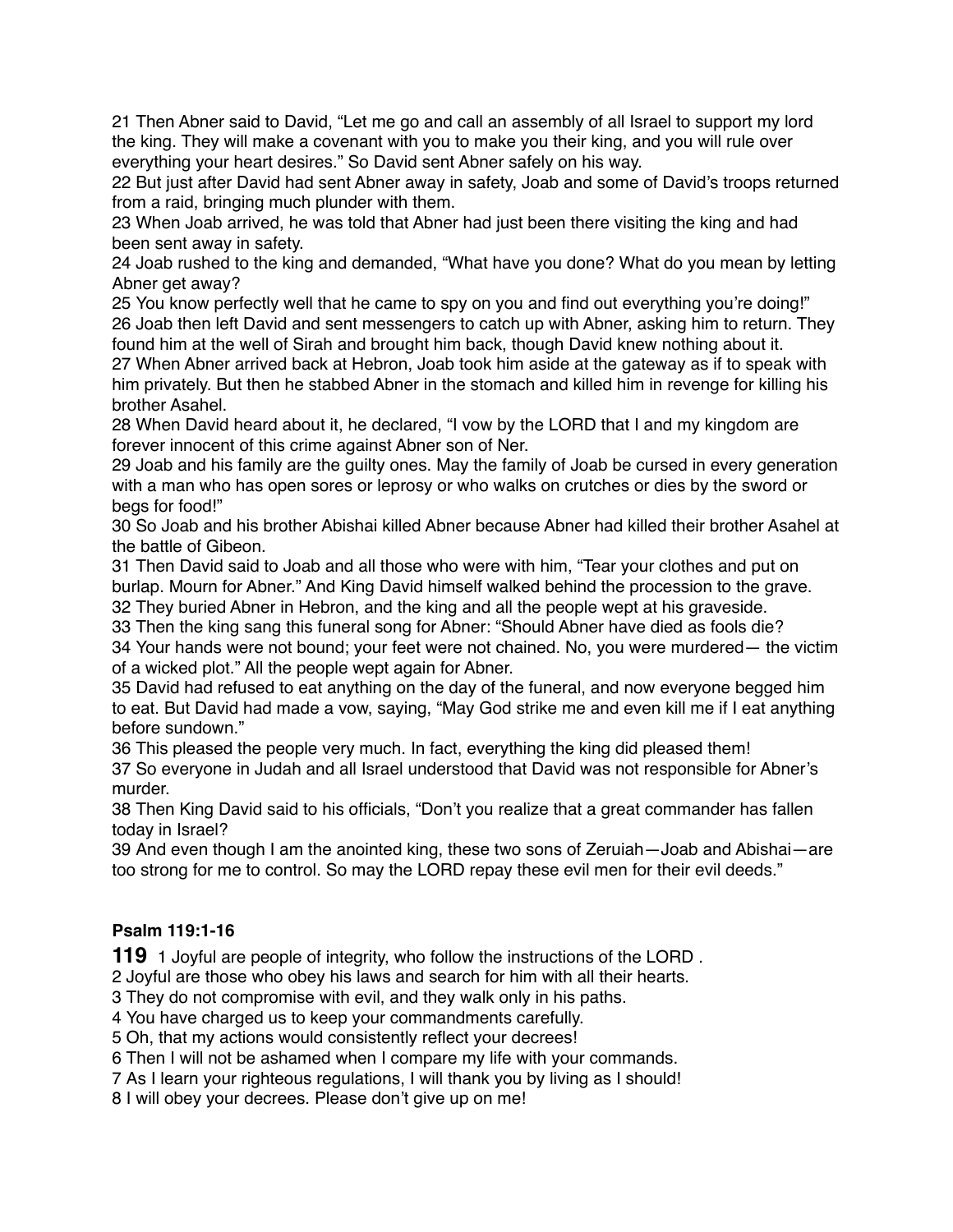21 Then Abner said to David, “Let me go and call an assembly of all Israel to support my lord the king. They will make a covenant with you to make you their king, and you will rule over everything your heart desires.” So David sent Abner safely on his way.
22 But just after David had sent Abner away in safety, Joab and some of David’s troops returned from a raid, bringing much plunder with them.
23 When Joab arrived, he was told that Abner had just been there visiting the king and had been sent away in safety.
24 Joab rushed to the king and demanded, “What have you done? What do you mean by letting Abner get away?
25 You know perfectly well that he came to spy on you and find out everything you’re doing!”
26 Joab then left David and sent messengers to catch up with Abner, asking him to return. They found him at the well of Sirah and brought him back, though David knew nothing about it.
27 When Abner arrived back at Hebron, Joab took him aside at the gateway as if to speak with him privately. But then he stabbed Abner in the stomach and killed him in revenge for killing his brother Asahel.
28 When David heard about it, he declared, “I vow by the LORD that I and my kingdom are forever innocent of this crime against Abner son of Ner.
29 Joab and his family are the guilty ones. May the family of Joab be cursed in every generation with a man who has open sores or leprosy or who walks on crutches or dies by the sword or begs for food!”
30 So Joab and his brother Abishai killed Abner because Abner had killed their brother Asahel at the battle of Gibeon.
31 Then David said to Joab and all those who were with him, “Tear your clothes and put on burlap. Mourn for Abner.” And King David himself walked behind the procession to the grave.
32 They buried Abner in Hebron, and the king and all the people wept at his graveside.
33 Then the king sang this funeral song for Abner: “Should Abner have died as fools die?
34 Your hands were not bound; your feet were not chained. No, you were murdered— the victim of a wicked plot.” All the people wept again for Abner.
35 David had refused to eat anything on the day of the funeral, and now everyone begged him to eat. But David had made a vow, saying, “May God strike me and even kill me if I eat anything before sundown.”
36 This pleased the people very much. In fact, everything the king did pleased them!
37 So everyone in Judah and all Israel understood that David was not responsible for Abner’s murder.
38 Then King David said to his officials, “Don’t you realize that a great commander has fallen today in Israel?
39 And even though I am the anointed king, these two sons of Zeruiah—Joab and Abishai—are too strong for me to control. So may the LORD repay these evil men for their evil deeds.”

**Psalm 119:1-16**

**119** 1 Joyful are people of integrity, who follow the instructions of the LORD .
2 Joyful are those who obey his laws and search for him with all their hearts.
3 They do not compromise with evil, and they walk only in his paths.
4 You have charged us to keep your commandments carefully.
5 Oh, that my actions would consistently reflect your decrees!
6 Then I will not be ashamed when I compare my life with your commands.
7 As I learn your righteous regulations, I will thank you by living as I should!
8 I will obey your decrees. Please don’t give up on me!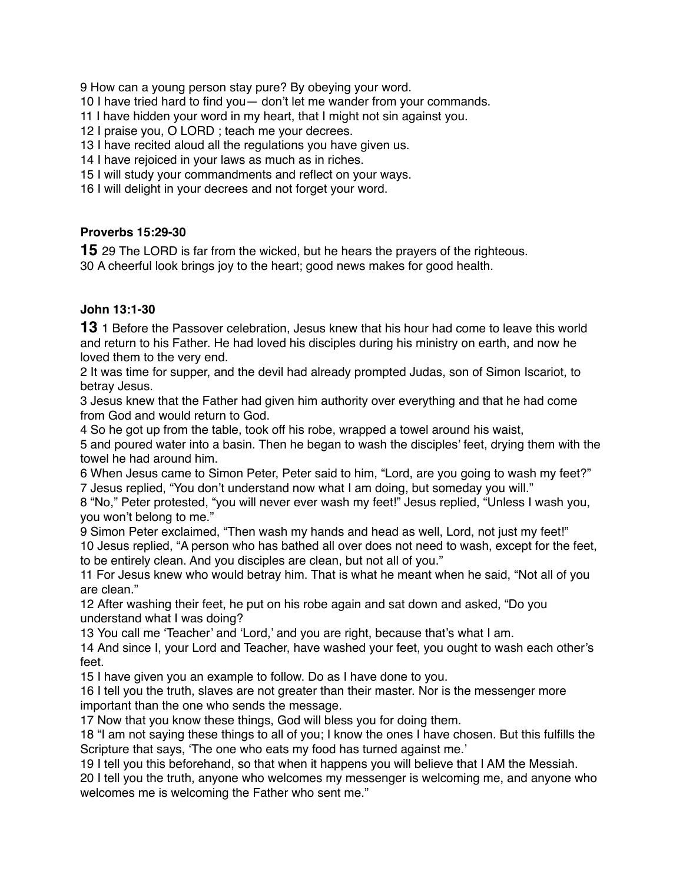9 How can a young person stay pure? By obeying your word.
10 I have tried hard to find you— don't let me wander from your commands.
11 I have hidden your word in my heart, that I might not sin against you.
12 I praise you, O LORD ; teach me your decrees.
13 I have recited aloud all the regulations you have given us.
14 I have rejoiced in your laws as much as in riches.
15 I will study your commandments and reflect on your ways.
16 I will delight in your decrees and not forget your word.

**Proverbs 15:29-30**

**15** 29 The LORD is far from the wicked, but he hears the prayers of the righteous.
30 A cheerful look brings joy to the heart; good news makes for good health.

**John 13:1-30**

**13** 1 Before the Passover celebration, Jesus knew that his hour had come to leave this world and return to his Father. He had loved his disciples during his ministry on earth, and now he loved them to the very end.
2 It was time for supper, and the devil had already prompted Judas, son of Simon Iscariot, to betray Jesus.
3 Jesus knew that the Father had given him authority over everything and that he had come from God and would return to God.
4 So he got up from the table, took off his robe, wrapped a towel around his waist,
5 and poured water into a basin. Then he began to wash the disciples' feet, drying them with the towel he had around him.
6 When Jesus came to Simon Peter, Peter said to him, "Lord, are you going to wash my feet?"
7 Jesus replied, "You don't understand now what I am doing, but someday you will."
8 "No," Peter protested, "you will never ever wash my feet!" Jesus replied, "Unless I wash you, you won't belong to me."
9 Simon Peter exclaimed, "Then wash my hands and head as well, Lord, not just my feet!"
10 Jesus replied, "A person who has bathed all over does not need to wash, except for the feet, to be entirely clean. And you disciples are clean, but not all of you."
11 For Jesus knew who would betray him. That is what he meant when he said, "Not all of you are clean."
12 After washing their feet, he put on his robe again and sat down and asked, "Do you understand what I was doing?
13 You call me 'Teacher' and 'Lord,' and you are right, because that's what I am.
14 And since I, your Lord and Teacher, have washed your feet, you ought to wash each other's feet.
15 I have given you an example to follow. Do as I have done to you.
16 I tell you the truth, slaves are not greater than their master. Nor is the messenger more important than the one who sends the message.
17 Now that you know these things, God will bless you for doing them.
18 "I am not saying these things to all of you; I know the ones I have chosen. But this fulfills the Scripture that says, 'The one who eats my food has turned against me.'
19 I tell you this beforehand, so that when it happens you will believe that I AM the Messiah.
20 I tell you the truth, anyone who welcomes my messenger is welcoming me, and anyone who welcomes me is welcoming the Father who sent me."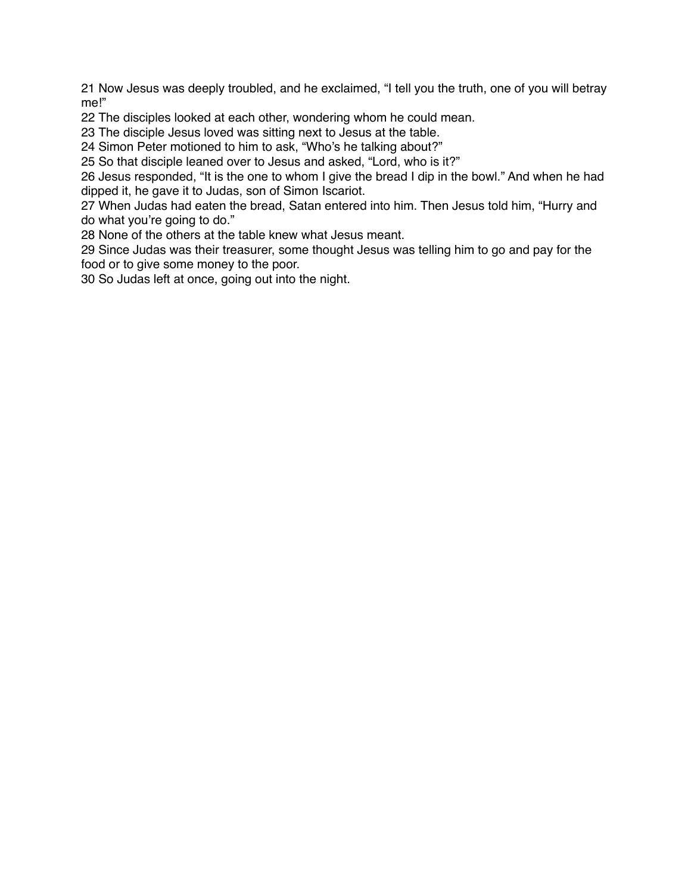21 Now Jesus was deeply troubled, and he exclaimed, “I tell you the truth, one of you will betray me!”
22 The disciples looked at each other, wondering whom he could mean.
23 The disciple Jesus loved was sitting next to Jesus at the table.
24 Simon Peter motioned to him to ask, “Who’s he talking about?”
25 So that disciple leaned over to Jesus and asked, “Lord, who is it?”
26 Jesus responded, “It is the one to whom I give the bread I dip in the bowl.” And when he had dipped it, he gave it to Judas, son of Simon Iscariot.
27 When Judas had eaten the bread, Satan entered into him. Then Jesus told him, “Hurry and do what you’re going to do.”
28 None of the others at the table knew what Jesus meant.
29 Since Judas was their treasurer, some thought Jesus was telling him to go and pay for the food or to give some money to the poor.
30 So Judas left at once, going out into the night.